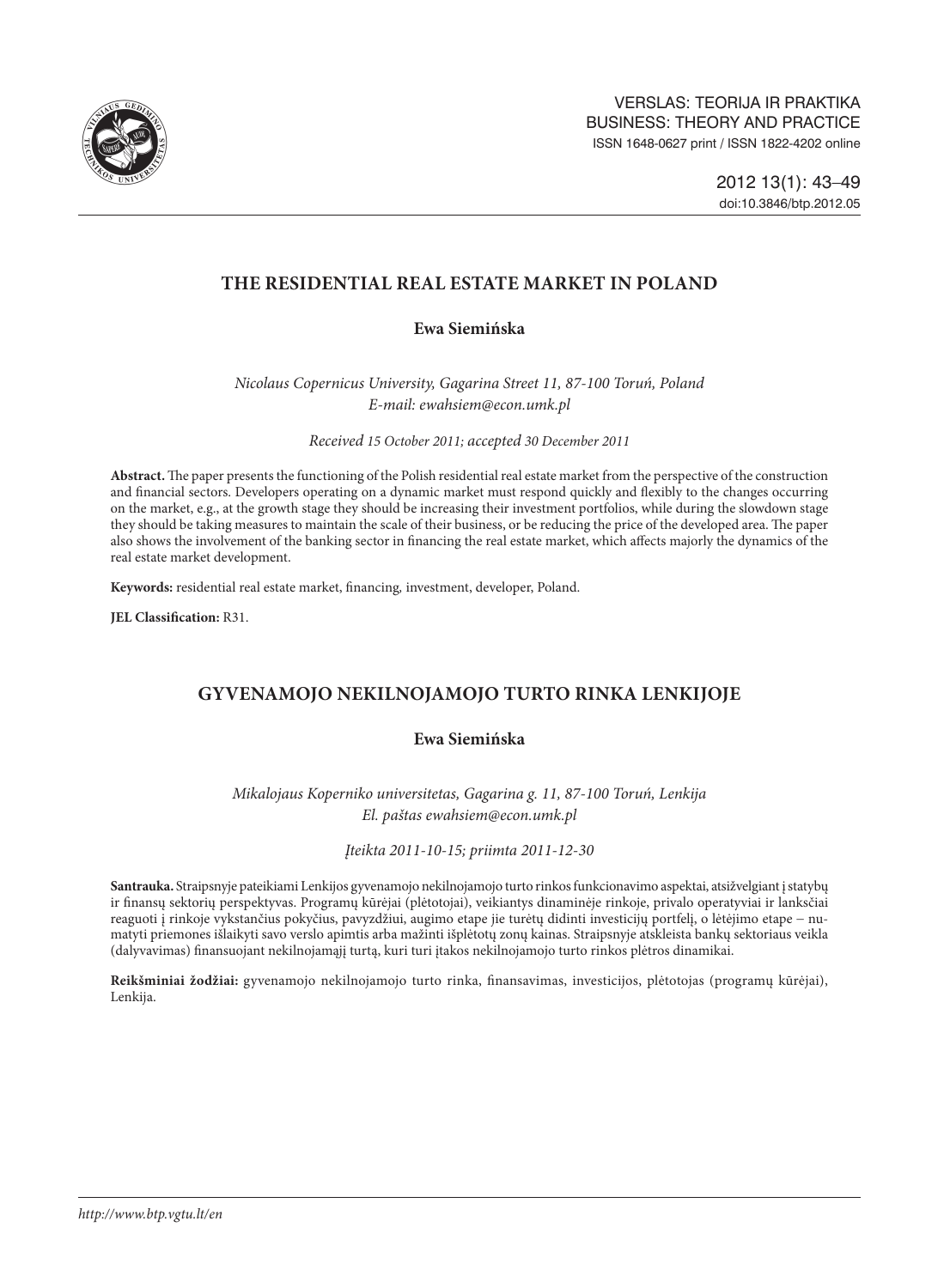VERSLAS: TEORIJA IR PRAKTIKA
BUSINESS: THEORY AND PRACTICE
ISSN 1648-0627 print / ISSN 1822-4202 online

2012 13(1): 43–49
doi:10.3846/btp.2012.05

# THE RESIDENTIAL REAL ESTATE MARKET IN POLAND

**Ewa Siemińska**

*Nicolaus Copernicus University, Gagarina Street 11, 87-100 Toruń, Poland*
*E-mail: ewahsiem@econ.umk.pl*

*Received 15 October 2011; accepted 30 December 2011*

**Abstract.** The paper presents the functioning of the Polish residential real estate market from the perspective of the construction and financial sectors. Developers operating on a dynamic market must respond quickly and flexibly to the changes occurring on the market, e.g., at the growth stage they should be increasing their investment portfolios, while during the slowdown stage they should be taking measures to maintain the scale of their business, or be reducing the price of the developed area. The paper also shows the involvement of the banking sector in financing the real estate market, which affects majorly the dynamics of the real estate market development.

**Keywords:** residential real estate market, financing, investment, developer, Poland.

**JEL Classification:** R31.

# GYVENAMOJO NEKILNOJAMOJO TURTO RINKA LENKIJOJE

**Ewa Siemińska**

*Mikalojaus Koperniko universitetas, Gagarina g. 11, 87-100 Toruń, Lenkija*
*El. paštas ewahsiem@econ.umk.pl*

*Įteikta 2011-10-15; priimta 2011-12-30*

**Santrauka.** Straipsnyje pateikiami Lenkijos gyvenamojo nekilnojamojo turto rinkos funkcionavimo aspektai, atsižvelgiant į statybų ir finansų sektorių perspektyvas. Programų kūrėjai (plėtotojai), veikiantys dinaminėje rinkoje, privalo operatyviai ir lanksčiai reaguoti į rinkoje vykstančius pokyčius, pavyzdžiui, augimo etape jie turėtų didinti investicijų portfelį, o lėtėjimo etape – numatyti priemones išlaikyti savo verslo apimtis arba mažinti išplėtotų zonų kainas. Straipsnyje atskleista bankų sektoriaus veikla (dalyvavimas) finansuojant nekilnojamąjį turtą, kuri turi įtakos nekilnojamojo turto rinkos plėtros dinamikai.

**Reikšminiai žodžiai:** gyvenamojo nekilnojamojo turto rinka, finansavimas, investicijos, plėtotojas (programų kūrėjai), Lenkija.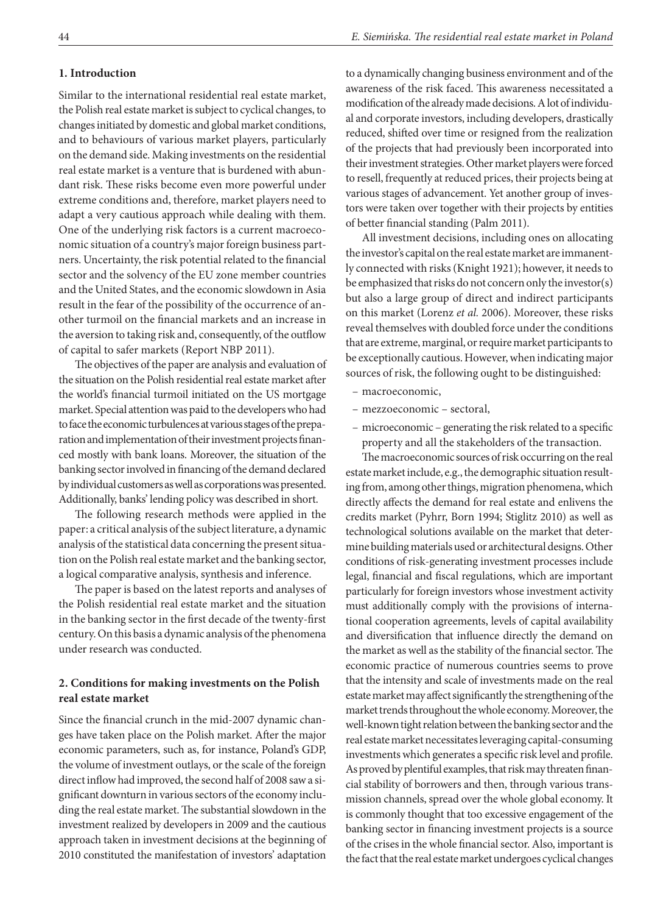## 1. Introduction

Similar to the international residential real estate market, the Polish real estate market is subject to cyclical changes, to changes initiated by domestic and global market conditions, and to behaviours of various market players, particularly on the demand side. Making investments on the residential real estate market is a venture that is burdened with abundant risk. These risks become even more powerful under extreme conditions and, therefore, market players need to adapt a very cautious approach while dealing with them. One of the underlying risk factors is a current macroeconomic situation of a country's major foreign business partners. Uncertainty, the risk potential related to the financial sector and the solvency of the EU zone member countries and the United States, and the economic slowdown in Asia result in the fear of the possibility of the occurrence of another turmoil on the financial markets and an increase in the aversion to taking risk and, consequently, of the outflow of capital to safer markets (Report NBP 2011).

The objectives of the paper are analysis and evaluation of the situation on the Polish residential real estate market after the world's financial turmoil initiated on the US mortgage market. Special attention was paid to the developers who had to face the economic turbulences at various stages of the preparation and implementation of their investment projects financed mostly with bank loans. Moreover, the situation of the banking sector involved in financing of the demand declared by individual customers as well as corporations was presented. Additionally, banks' lending policy was described in short.

The following research methods were applied in the paper: a critical analysis of the subject literature, a dynamic analysis of the statistical data concerning the present situation on the Polish real estate market and the banking sector, a logical comparative analysis, synthesis and inference.

The paper is based on the latest reports and analyses of the Polish residential real estate market and the situation in the banking sector in the first decade of the twenty-first century. On this basis a dynamic analysis of the phenomena under research was conducted.

## 2. Conditions for making investments on the Polish real estate market

Since the financial crunch in the mid-2007 dynamic changes have taken place on the Polish market. After the major economic parameters, such as, for instance, Poland's GDP, the volume of investment outlays, or the scale of the foreign direct inflow had improved, the second half of 2008 saw a significant downturn in various sectors of the economy including the real estate market. The substantial slowdown in the investment realized by developers in 2009 and the cautious approach taken in investment decisions at the beginning of 2010 constituted the manifestation of investors' adaptation to a dynamically changing business environment and of the awareness of the risk faced. This awareness necessitated a modification of the already made decisions. A lot of individual and corporate investors, including developers, drastically reduced, shifted over time or resigned from the realization of the projects that had previously been incorporated into their investment strategies. Other market players were forced to resell, frequently at reduced prices, their projects being at various stages of advancement. Yet another group of investors were taken over together with their projects by entities of better financial standing (Palm 2011).

All investment decisions, including ones on allocating the investor's capital on the real estate market are immanently connected with risks (Knight 1921); however, it needs to be emphasized that risks do not concern only the investor(s) but also a large group of direct and indirect participants on this market (Lorenz *et al.* 2006). Moreover, these risks reveal themselves with doubled force under the conditions that are extreme, marginal, or require market participants to be exceptionally cautious. However, when indicating major sources of risk, the following ought to be distinguished:

- macroeconomic,
- mezzoeconomic – sectoral,
- microeconomic – generating the risk related to a specific property and all the stakeholders of the transaction.

The macroeconomic sources of risk occurring on the real estate market include, e.g., the demographic situation resulting from, among other things, migration phenomena, which directly affects the demand for real estate and enlivens the credits market (Pyhrr, Born 1994; Stiglitz 2010) as well as technological solutions available on the market that determine building materials used or architectural designs. Other conditions of risk-generating investment processes include legal, financial and fiscal regulations, which are important particularly for foreign investors whose investment activity must additionally comply with the provisions of international cooperation agreements, levels of capital availability and diversification that influence directly the demand on the market as well as the stability of the financial sector. The economic practice of numerous countries seems to prove that the intensity and scale of investments made on the real estate market may affect significantly the strengthening of the market trends throughout the whole economy. Moreover, the well-known tight relation between the banking sector and the real estate market necessitates leveraging capital-consuming investments which generates a specific risk level and profile. As proved by plentiful examples, that risk may threaten financial stability of borrowers and then, through various transmission channels, spread over the whole global economy. It is commonly thought that too excessive engagement of the banking sector in financing investment projects is a source of the crises in the whole financial sector. Also, important is the fact that the real estate market undergoes cyclical changes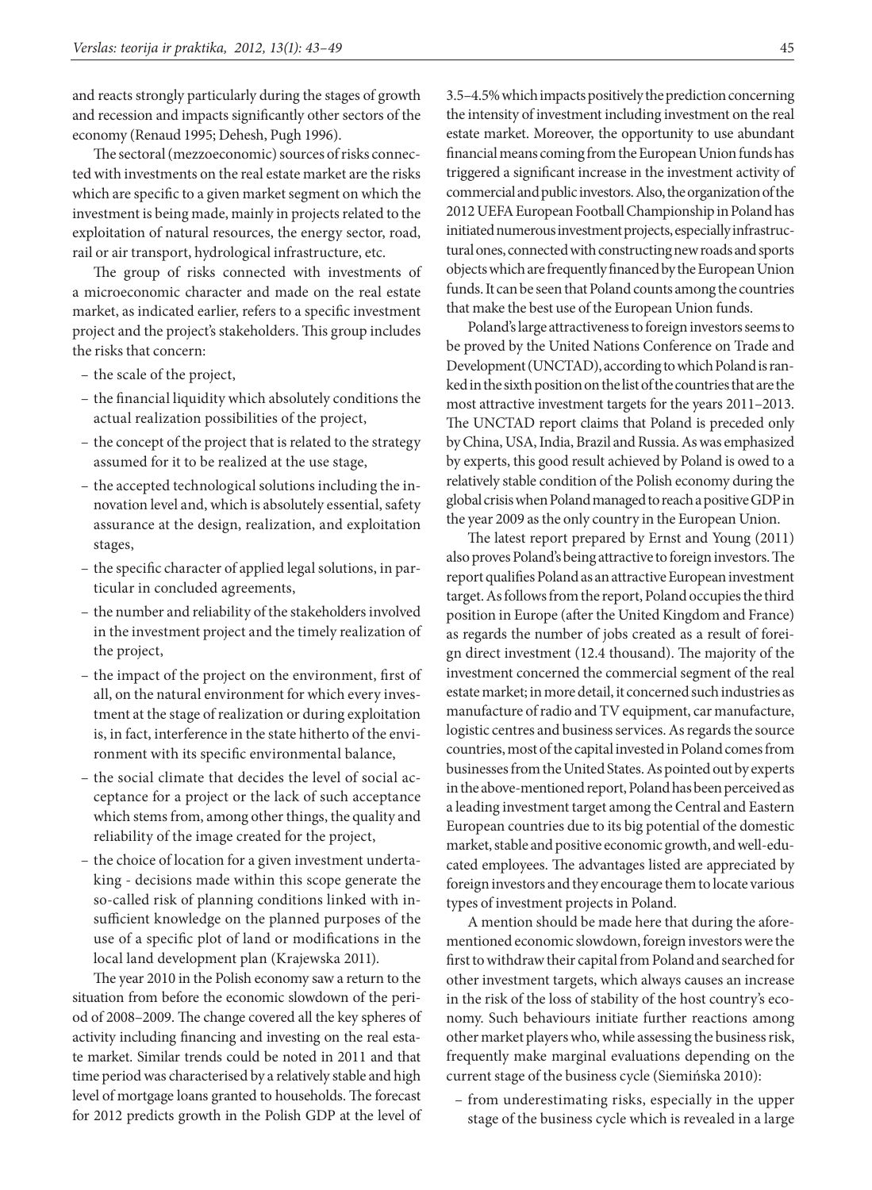and reacts strongly particularly during the stages of growth and recession and impacts significantly other sectors of the economy (Renaud 1995; Dehesh, Pugh 1996).

The sectoral (mezzoeconomic) sources of risks connected with investments on the real estate market are the risks which are specific to a given market segment on which the investment is being made, mainly in projects related to the exploitation of natural resources, the energy sector, road, rail or air transport, hydrological infrastructure, etc.

The group of risks connected with investments of a microeconomic character and made on the real estate market, as indicated earlier, refers to a specific investment project and the project's stakeholders. This group includes the risks that concern:

- the scale of the project,
- the financial liquidity which absolutely conditions the actual realization possibilities of the project,
- the concept of the project that is related to the strategy assumed for it to be realized at the use stage,
- the accepted technological solutions including the innovation level and, which is absolutely essential, safety assurance at the design, realization, and exploitation stages,
- the specific character of applied legal solutions, in particular in concluded agreements,
- the number and reliability of the stakeholders involved in the investment project and the timely realization of the project,
- the impact of the project on the environment, first of all, on the natural environment for which every investment at the stage of realization or during exploitation is, in fact, interference in the state hitherto of the environment with its specific environmental balance,
- the social climate that decides the level of social acceptance for a project or the lack of such acceptance which stems from, among other things, the quality and reliability of the image created for the project,
- the choice of location for a given investment undertaking - decisions made within this scope generate the so-called risk of planning conditions linked with insufficient knowledge on the planned purposes of the use of a specific plot of land or modifications in the local land development plan (Krajewska 2011).

The year 2010 in the Polish economy saw a return to the situation from before the economic slowdown of the period of 2008–2009. The change covered all the key spheres of activity including financing and investing on the real estate market. Similar trends could be noted in 2011 and that time period was characterised by a relatively stable and high level of mortgage loans granted to households. The forecast for 2012 predicts growth in the Polish GDP at the level of 3.5–4.5% which impacts positively the prediction concerning the intensity of investment including investment on the real estate market. Moreover, the opportunity to use abundant financial means coming from the European Union funds has triggered a significant increase in the investment activity of commercial and public investors. Also, the organization of the 2012 UEFA European Football Championship in Poland has initiated numerous investment projects, especially infrastructural ones, connected with constructing new roads and sports objects which are frequently financed by the European Union funds. It can be seen that Poland counts among the countries that make the best use of the European Union funds.

Poland's large attractiveness to foreign investors seems to be proved by the United Nations Conference on Trade and Development (UNCTAD), according to which Poland is ranked in the sixth position on the list of the countries that are the most attractive investment targets for the years 2011–2013. The UNCTAD report claims that Poland is preceded only by China, USA, India, Brazil and Russia. As was emphasized by experts, this good result achieved by Poland is owed to a relatively stable condition of the Polish economy during the global crisis when Poland managed to reach a positive GDP in the year 2009 as the only country in the European Union.

The latest report prepared by Ernst and Young (2011) also proves Poland's being attractive to foreign investors. The report qualifies Poland as an attractive European investment target. As follows from the report, Poland occupies the third position in Europe (after the United Kingdom and France) as regards the number of jobs created as a result of foreign direct investment (12.4 thousand). The majority of the investment concerned the commercial segment of the real estate market; in more detail, it concerned such industries as manufacture of radio and TV equipment, car manufacture, logistic centres and business services. As regards the source countries, most of the capital invested in Poland comes from businesses from the United States. As pointed out by experts in the above-mentioned report, Poland has been perceived as a leading investment target among the Central and Eastern European countries due to its big potential of the domestic market, stable and positive economic growth, and well-educated employees. The advantages listed are appreciated by foreign investors and they encourage them to locate various types of investment projects in Poland.

A mention should be made here that during the aforementioned economic slowdown, foreign investors were the first to withdraw their capital from Poland and searched for other investment targets, which always causes an increase in the risk of the loss of stability of the host country's economy. Such behaviours initiate further reactions among other market players who, while assessing the business risk, frequently make marginal evaluations depending on the current stage of the business cycle (Siemińska 2010):

- from underestimating risks, especially in the upper stage of the business cycle which is revealed in a large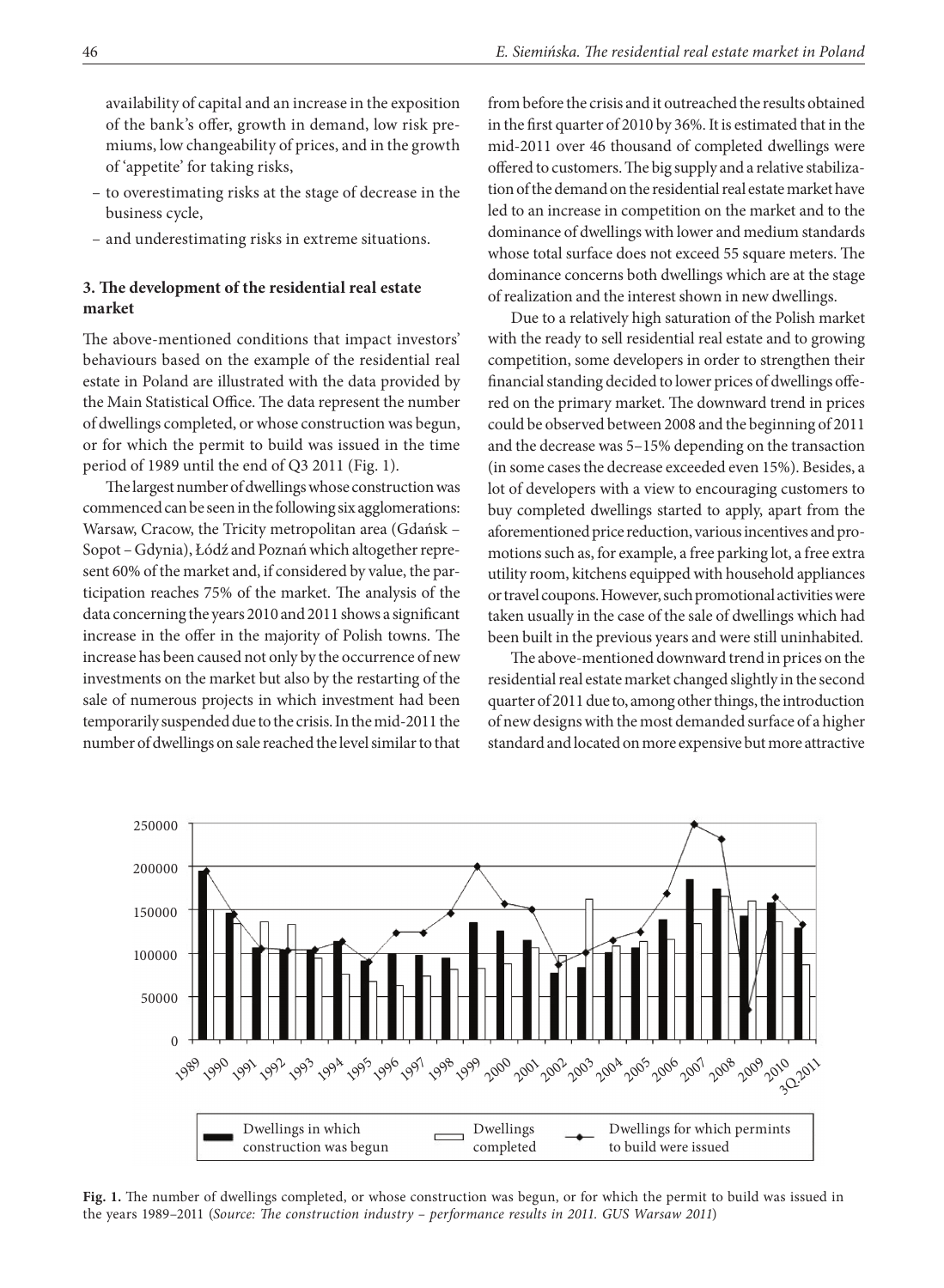availability of capital and an increase in the exposition of the bank's offer, growth in demand, low risk premiums, low changeability of prices, and in the growth of 'appetite' for taking risks,

- to overestimating risks at the stage of decrease in the business cycle,
- and underestimating risks in extreme situations.

## 3. The development of the residential real estate market

The above-mentioned conditions that impact investors' behaviours based on the example of the residential real estate in Poland are illustrated with the data provided by the Main Statistical Office. The data represent the number of dwellings completed, or whose construction was begun, or for which the permit to build was issued in the time period of 1989 until the end of Q3 2011 (Fig. 1).

The largest number of dwellings whose construction was commenced can be seen in the following six agglomerations: Warsaw, Cracow, the Tricity metropolitan area (Gdańsk – Sopot – Gdynia), Łódź and Poznań which altogether represent 60% of the market and, if considered by value, the participation reaches 75% of the market. The analysis of the data concerning the years 2010 and 2011 shows a significant increase in the offer in the majority of Polish towns. The increase has been caused not only by the occurrence of new investments on the market but also by the restarting of the sale of numerous projects in which investment had been temporarily suspended due to the crisis. In the mid-2011 the number of dwellings on sale reached the level similar to that from before the crisis and it outreached the results obtained in the first quarter of 2010 by 36%. It is estimated that in the mid-2011 over 46 thousand of completed dwellings were offered to customers. The big supply and a relative stabilization of the demand on the residential real estate market have led to an increase in competition on the market and to the dominance of dwellings with lower and medium standards whose total surface does not exceed 55 square meters. The dominance concerns both dwellings which are at the stage of realization and the interest shown in new dwellings.

Due to a relatively high saturation of the Polish market with the ready to sell residential real estate and to growing competition, some developers in order to strengthen their financial standing decided to lower prices of dwellings offered on the primary market. The downward trend in prices could be observed between 2008 and the beginning of 2011 and the decrease was 5–15% depending on the transaction (in some cases the decrease exceeded even 15%). Besides, a lot of developers with a view to encouraging customers to buy completed dwellings started to apply, apart from the aforementioned price reduction, various incentives and promotions such as, for example, a free parking lot, a free extra utility room, kitchens equipped with household appliances or travel coupons. However, such promotional activities were taken usually in the case of the sale of dwellings which had been built in the previous years and were still uninhabited.

The above-mentioned downward trend in prices on the residential real estate market changed slightly in the second quarter of 2011 due to, among other things, the introduction of new designs with the most demanded surface of a higher standard and located on more expensive but more attractive

**Fig. 1.** The number of dwellings completed, or whose construction was begun, or for which the permit to build was issued in the years 1989–2011 (*Source: The construction industry – performance results in 2011. GUS Warsaw 2011*)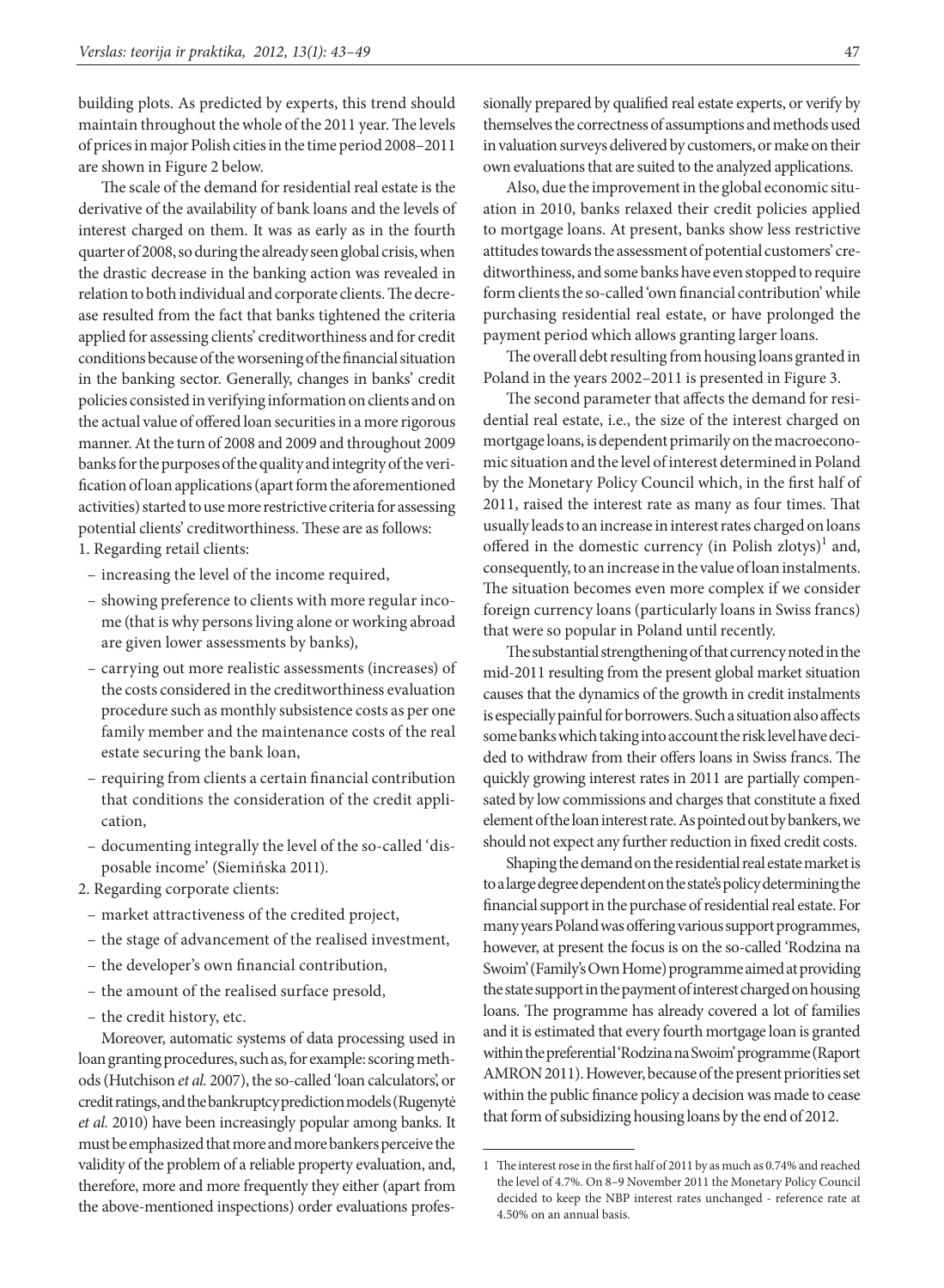building plots. As predicted by experts, this trend should maintain throughout the whole of the 2011 year. The levels of prices in major Polish cities in the time period 2008–2011 are shown in Figure 2 below.

The scale of the demand for residential real estate is the derivative of the availability of bank loans and the levels of interest charged on them. It was as early as in the fourth quarter of 2008, so during the already seen global crisis, when the drastic decrease in the banking action was revealed in relation to both individual and corporate clients. The decrease resulted from the fact that banks tightened the criteria applied for assessing clients' creditworthiness and for credit conditions because of the worsening of the financial situation in the banking sector. Generally, changes in banks' credit policies consisted in verifying information on clients and on the actual value of offered loan securities in a more rigorous manner. At the turn of 2008 and 2009 and throughout 2009 banks for the purposes of the quality and integrity of the verification of loan applications (apart form the aforementioned activities) started to use more restrictive criteria for assessing potential clients' creditworthiness. These are as follows:

1. Regarding retail clients:
   - increasing the level of the income required,
   - showing preference to clients with more regular income (that is why persons living alone or working abroad are given lower assessments by banks),
   - carrying out more realistic assessments (increases) of the costs considered in the creditworthiness evaluation procedure such as monthly subsistence costs as per one family member and the maintenance costs of the real estate securing the bank loan,
   - requiring from clients a certain financial contribution that conditions the consideration of the credit application,
   - documenting integrally the level of the so-called 'disposable income' (Siemińska 2011).
2. Regarding corporate clients:
   - market attractiveness of the credited project,
   - the stage of advancement of the realised investment,
   - the developer's own financial contribution,
   - the amount of the realised surface presold,
   - the credit history, etc.

Moreover, automatic systems of data processing used in loan granting procedures, such as, for example: scoring methods (Hutchison *et al.* 2007), the so-called 'loan calculators', or credit ratings, and the bankruptcy prediction models (Rugenytė *et al.* 2010) have been increasingly popular among banks. It must be emphasized that more and more bankers perceive the validity of the problem of a reliable property evaluation, and, therefore, more and more frequently they either (apart from the above-mentioned inspections) order evaluations professionally prepared by qualified real estate experts, or verify by themselves the correctness of assumptions and methods used in valuation surveys delivered by customers, or make on their own evaluations that are suited to the analyzed applications.

Also, due the improvement in the global economic situation in 2010, banks relaxed their credit policies applied to mortgage loans. At present, banks show less restrictive attitudes towards the assessment of potential customers' creditworthiness, and some banks have even stopped to require form clients the so-called 'own financial contribution' while purchasing residential real estate, or have prolonged the payment period which allows granting larger loans.

The overall debt resulting from housing loans granted in Poland in the years 2002–2011 is presented in Figure 3.

The second parameter that affects the demand for residential real estate, i.e., the size of the interest charged on mortgage loans, is dependent primarily on the macroeconomic situation and the level of interest determined in Poland by the Monetary Policy Council which, in the first half of 2011, raised the interest rate as many as four times. That usually leads to an increase in interest rates charged on loans offered in the domestic currency (in Polish zlotys)[1] and, consequently, to an increase in the value of loan instalments. The situation becomes even more complex if we consider foreign currency loans (particularly loans in Swiss francs) that were so popular in Poland until recently.

The substantial strengthening of that currency noted in the mid-2011 resulting from the present global market situation causes that the dynamics of the growth in credit instalments is especially painful for borrowers. Such a situation also affects some banks which taking into account the risk level have decided to withdraw from their offers loans in Swiss francs. The quickly growing interest rates in 2011 are partially compensated by low commissions and charges that constitute a fixed element of the loan interest rate. As pointed out by bankers, we should not expect any further reduction in fixed credit costs.

Shaping the demand on the residential real estate market is to a large degree dependent on the state's policy determining the financial support in the purchase of residential real estate. For many years Poland was offering various support programmes, however, at present the focus is on the so-called 'Rodzina na Swoim' (Family's Own Home) programme aimed at providing the state support in the payment of interest charged on housing loans. The programme has already covered a lot of families and it is estimated that every fourth mortgage loan is granted within the preferential 'Rodzina na Swoim' programme (Raport AMRON 2011). However, because of the present priorities set within the public finance policy a decision was made to cease that form of subsidizing housing loans by the end of 2012.

---

[1] The interest rose in the first half of 2011 by as much as 0.74% and reached the level of 4.7%. On 8–9 November 2011 the Monetary Policy Council decided to keep the NBP interest rates unchanged - reference rate at 4.50% on an annual basis.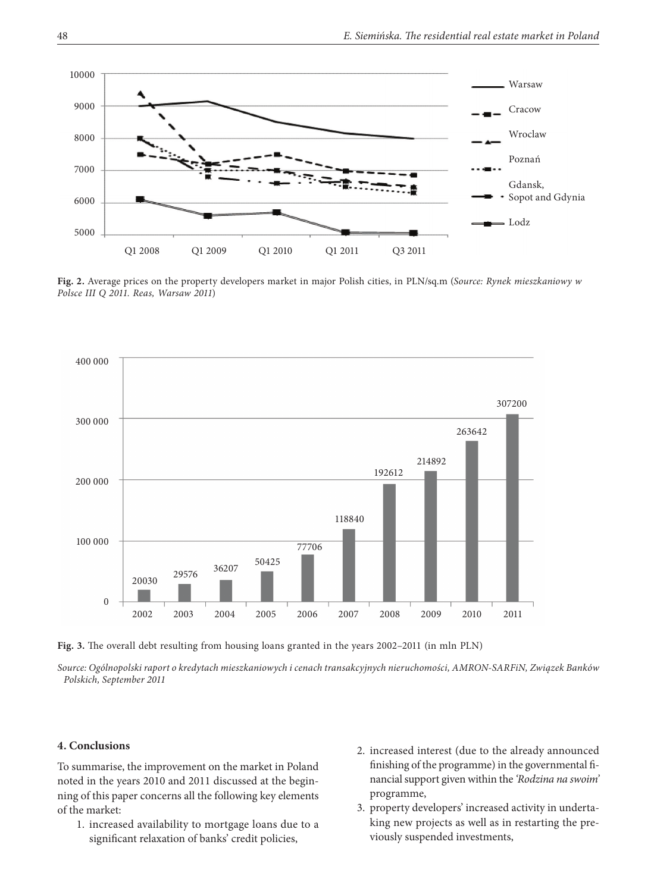Fig. 2. Average prices on the property developers market in major Polish cities, in PLN/sq.m (*Source: Rynek mieszkaniowy w Polsce III Q 2011. Reas, Warsaw 2011*)

Fig. 3. The overall debt resulting from housing loans granted in the years 2002–2011 (in mln PLN)

*Source: Ogólnopolski raport o kredytach mieszkaniowych i cenach transakcyjnych nieruchomości, AMRON-SARFiN, Związek Banków Polskich, September 2011*

## 4. Conclusions

To summarise, the improvement on the market in Poland noted in the years 2010 and 2011 discussed at the beginning of this paper concerns all the following key elements of the market:

1. increased availability to mortgage loans due to a significant relaxation of banks' credit policies,
2. increased interest (due to the already announced finishing of the programme) in the governmental financial support given within the *'Rodzina na swoim'* programme,
3. property developers' increased activity in undertaking new projects as well as in restarting the previously suspended investments,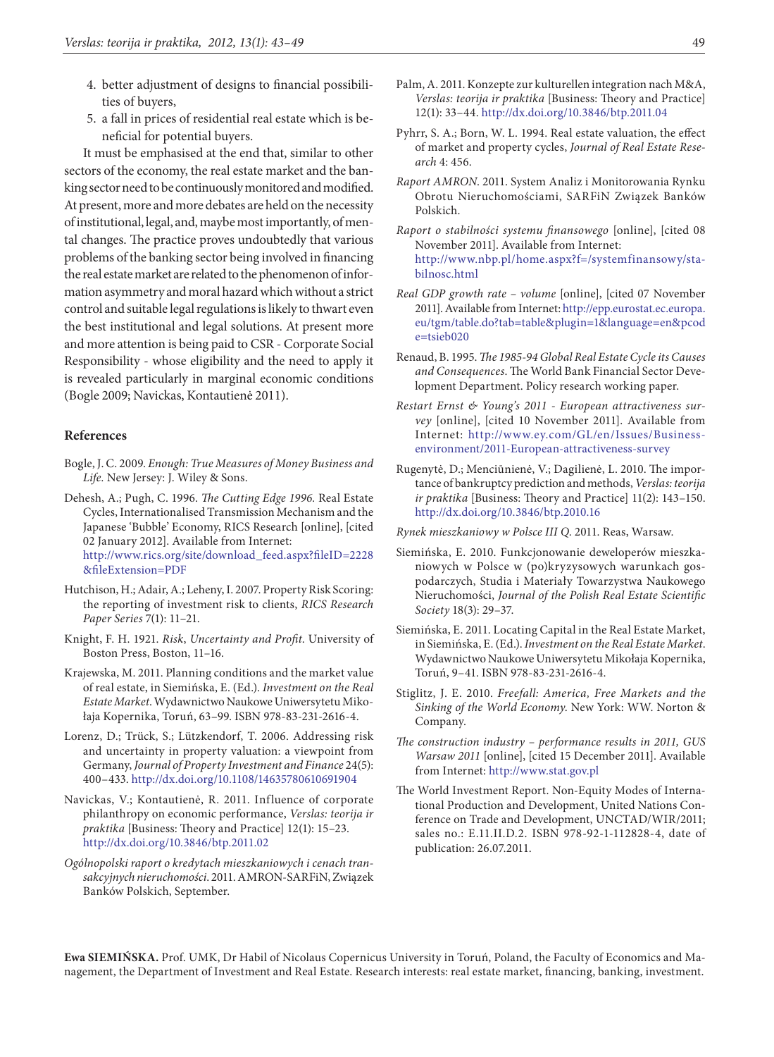4. better adjustment of designs to financial possibilities of buyers,
5. a fall in prices of residential real estate which is beneficial for potential buyers.

It must be emphasised at the end that, similar to other sectors of the economy, the real estate market and the banking sector need to be continuously monitored and modified. At present, more and more debates are held on the necessity of institutional, legal, and, maybe most importantly, of mental changes. The practice proves undoubtedly that various problems of the banking sector being involved in financing the real estate market are related to the phenomenon of information asymmetry and moral hazard which without a strict control and suitable legal regulations is likely to thwart even the best institutional and legal solutions. At present more and more attention is being paid to CSR - Corporate Social Responsibility - whose eligibility and the need to apply it is revealed particularly in marginal economic conditions (Bogle 2009; Navickas, Kontautienė 2011).

## References

Bogle, J. C. 2009. *Enough: True Measures of Money Business and Life.* New Jersey: J. Wiley & Sons.

Dehesh, A.; Pugh, C. 1996. *The Cutting Edge 1996.* Real Estate Cycles, Internationalised Transmission Mechanism and the Japanese 'Bubble' Economy, RICS Research [online], [cited 02 January 2012]. Available from Internet: http://www.rics.org/site/download_feed.aspx?fileID=2228&fileExtension=PDF

Hutchison, H.; Adair, A.; Leheny, I. 2007. Property Risk Scoring: the reporting of investment risk to clients, *RICS Research Paper Series* 7(1): 11–21.

Knight, F. H. 1921. *Risk, Uncertainty and Profit.* University of Boston Press, Boston, 11–16.

Krajewska, M. 2011. Planning conditions and the market value of real estate, in Siemińska, E. (Ed.). *Investment on the Real Estate Market.* Wydawnictwo Naukowe Uniwersytetu Mikołaja Kopernika, Toruń, 63–99. ISBN 978-83-231-2616-4.

Lorenz, D.; Trück, S.; Lützkendorf, T. 2006. Addressing risk and uncertainty in property valuation: a viewpoint from Germany, *Journal of Property Investment and Finance* 24(5): 400–433. http://dx.doi.org/10.1108/14635780610691904

Navickas, V.; Kontautienė, R. 2011. Influence of corporate philanthropy on economic performance, *Verslas: teorija ir praktika* [Business: Theory and Practice] 12(1): 15–23. http://dx.doi.org/10.3846/btp.2011.02

*Ogólnopolski raport o kredytach mieszkaniowych i cenach transakcyjnych nieruchomości.* 2011. AMRON-SARFiN, Związek Banków Polskich, September.

Palm, A. 2011. Konzepte zur kulturellen integration nach M&A, *Verslas: teorija ir praktika* [Business: Theory and Practice] 12(1): 33–44. http://dx.doi.org/10.3846/btp.2011.04

Pyhrr, S. A.; Born, W. L. 1994. Real estate valuation, the effect of market and property cycles, *Journal of Real Estate Research* 4: 456.

*Raport AMRON.* 2011. System Analiz i Monitorowania Rynku Obrotu Nieruchomościami, SARFiN Związek Banków Polskich.

*Raport o stabilności systemu finansowego* [online], [cited 08 November 2011]. Available from Internet: http://www.nbp.pl/home.aspx?f=/systemfinansowy/stabilnosc.html

*Real GDP growth rate – volume* [online], [cited 07 November 2011]. Available from Internet: http://epp.eurostat.ec.europa.eu/tgm/table.do?tab=table&plugin=1&language=en&pcode=tsieb020

Renaud, B. 1995. *The 1985-94 Global Real Estate Cycle its Causes and Consequences.* The World Bank Financial Sector Development Department. Policy research working paper.

*Restart Ernst & Young's 2011 - European attractiveness survey* [online], [cited 10 November 2011]. Available from Internet: http://www.ey.com/GL/en/Issues/Business-environment/2011-European-attractiveness-survey

Rugenytė, D.; Menciūnienė, V.; Dagilienė, L. 2010. The importance of bankruptcy prediction and methods, *Verslas: teorija ir praktika* [Business: Theory and Practice] 11(2): 143–150. http://dx.doi.org/10.3846/btp.2010.16

*Rynek mieszkaniowy w Polsce III Q.* 2011. Reas, Warsaw.

Siemińska, E. 2010. Funkcjonowanie deweloperów mieszkaniowych w Polsce w (po)kryzysowych warunkach gospodarczych, Studia i Materiały Towarzystwa Naukowego Nieruchomości, *Journal of the Polish Real Estate Scientific Society* 18(3): 29–37.

Siemińska, E. 2011. Locating Capital in the Real Estate Market, in Siemińska, E. (Ed.). *Investment on the Real Estate Market.* Wydawnictwo Naukowe Uniwersytetu Mikołaja Kopernika, Toruń, 9–41. ISBN 978-83-231-2616-4.

Stiglitz, J. E. 2010. *Freefall: America, Free Markets and the Sinking of the World Economy.* New York: WW. Norton & Company.

*The construction industry – performance results in 2011, GUS Warsaw 2011* [online], [cited 15 December 2011]. Available from Internet: http://www.stat.gov.pl

The World Investment Report. Non-Equity Modes of International Production and Development, United Nations Conference on Trade and Development, UNCTAD/WIR/2011; sales no.: E.11.II.D.2. ISBN 978-92-1-112828-4, date of publication: 26.07.2011.

**Ewa SIEMIŃSKA.** Prof. UMK, Dr Habil of Nicolaus Copernicus University in Toruń, Poland, the Faculty of Economics and Management, the Department of Investment and Real Estate. Research interests: real estate market, financing, banking, investment.